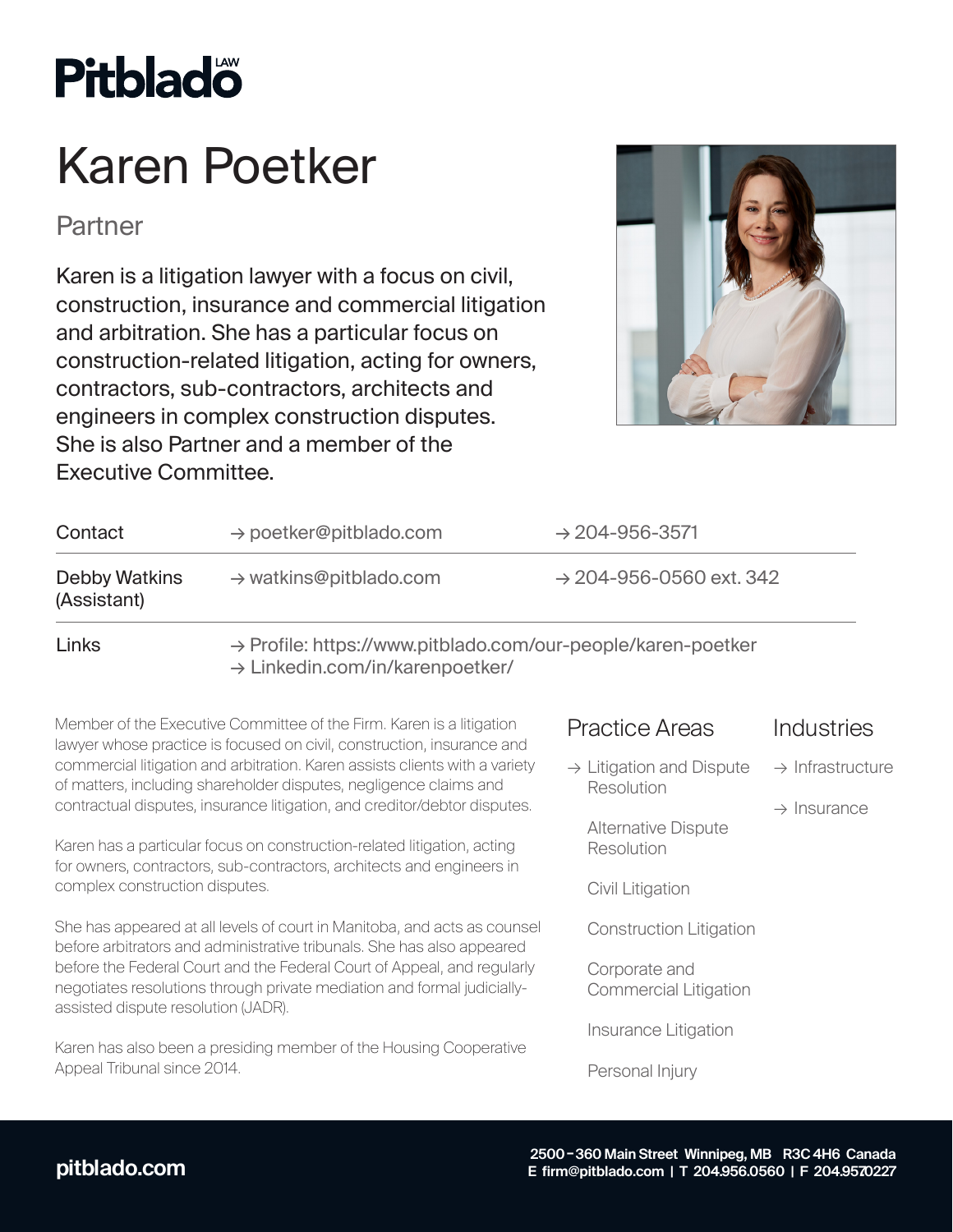Pitblado LAW

# Karen Poetker

## Partner

Karen is a litigation lawyer with a focus on civil, construction, insurance and commercial litigation and arbitration. She has a particular focus on construction-related litigation, acting for owners, contractors, sub-contractors, architects and engineers in complex construction disputes. She is also Partner and a member of the Executive Committee.

| | | |
|---|---|---|
| Contact | → poetker@pitblado.com | → 204-956-3571 |
| Debby Watkins (Assistant) | → watkins@pitblado.com | → 204-956-0560 ext. 342 |
| Links | → Profile: https://www.pitblado.com/our-people/karen-poetker<br>→ Linkedin.com/in/karenpoetker/ | |

Member of the Executive Committee of the Firm. Karen is a litigation lawyer whose practice is focused on civil, construction, insurance and commercial litigation and arbitration. Karen assists clients with a variety of matters, including shareholder disputes, negligence claims and contractual disputes, insurance litigation, and creditor/debtor disputes.

Karen has a particular focus on construction-related litigation, acting for owners, contractors, sub-contractors, architects and engineers in complex construction disputes.

She has appeared at all levels of court in Manitoba, and acts as counsel before arbitrators and administrative tribunals. She has also appeared before the Federal Court and the Federal Court of Appeal, and regularly negotiates resolutions through private mediation and formal judicially-assisted dispute resolution (JADR).

Karen has also been a presiding member of the Housing Cooperative Appeal Tribunal since 2014.

### Practice Areas

- → Litigation and Dispute Resolution
  - Alternative Dispute Resolution
  - Civil Litigation
  - Construction Litigation
  - Corporate and Commercial Litigation
  - Insurance Litigation
  - Personal Injury

### Industries

- → Infrastructure
- → Insurance

pitblado.com

2500 – 360 Main Street Winnipeg, MB R3C 4H6 Canada
E firm@pitblado.com | T 204.956.0560 | F 204.957.0227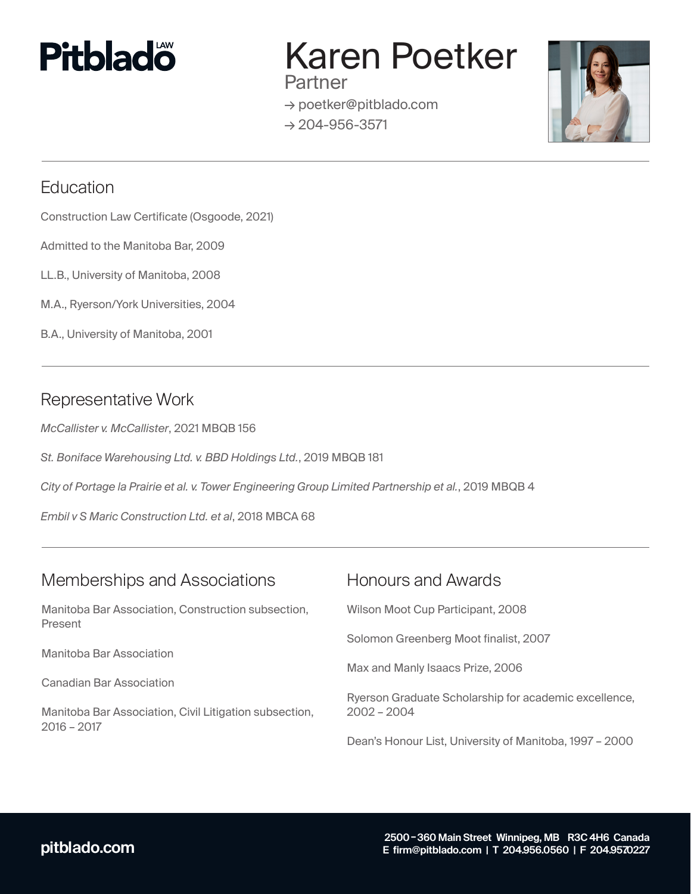Pitblado LAW

# Karen Poetker

Partner

→ poetker@pitblado.com

→ 204-956-3571

## Education

Construction Law Certificate (Osgoode, 2021)

Admitted to the Manitoba Bar, 2009

LL.B., University of Manitoba, 2008

M.A., Ryerson/York Universities, 2004

B.A., University of Manitoba, 2001

## Representative Work

*McCallister v. McCallister*, 2021 MBQB 156

*St. Boniface Warehousing Ltd. v. BBD Holdings Ltd.*, 2019 MBQB 181

*City of Portage la Prairie et al. v. Tower Engineering Group Limited Partnership et al.*, 2019 MBQB 4

*Embil v S Maric Construction Ltd. et al*, 2018 MBCA 68

## Memberships and Associations

Manitoba Bar Association, Construction subsection, Present

Manitoba Bar Association

Canadian Bar Association

Manitoba Bar Association, Civil Litigation subsection, 2016 – 2017

## Honours and Awards

Wilson Moot Cup Participant, 2008

Solomon Greenberg Moot finalist, 2007

Max and Manly Isaacs Prize, 2006

Ryerson Graduate Scholarship for academic excellence, 2002 – 2004

Dean's Honour List, University of Manitoba, 1997 – 2000

pitblado.com

2500 – 360 Main Street Winnipeg, MB R3C 4H6 Canada
E firm@pitblado.com | T 204.956.0560 | F 204.957.0227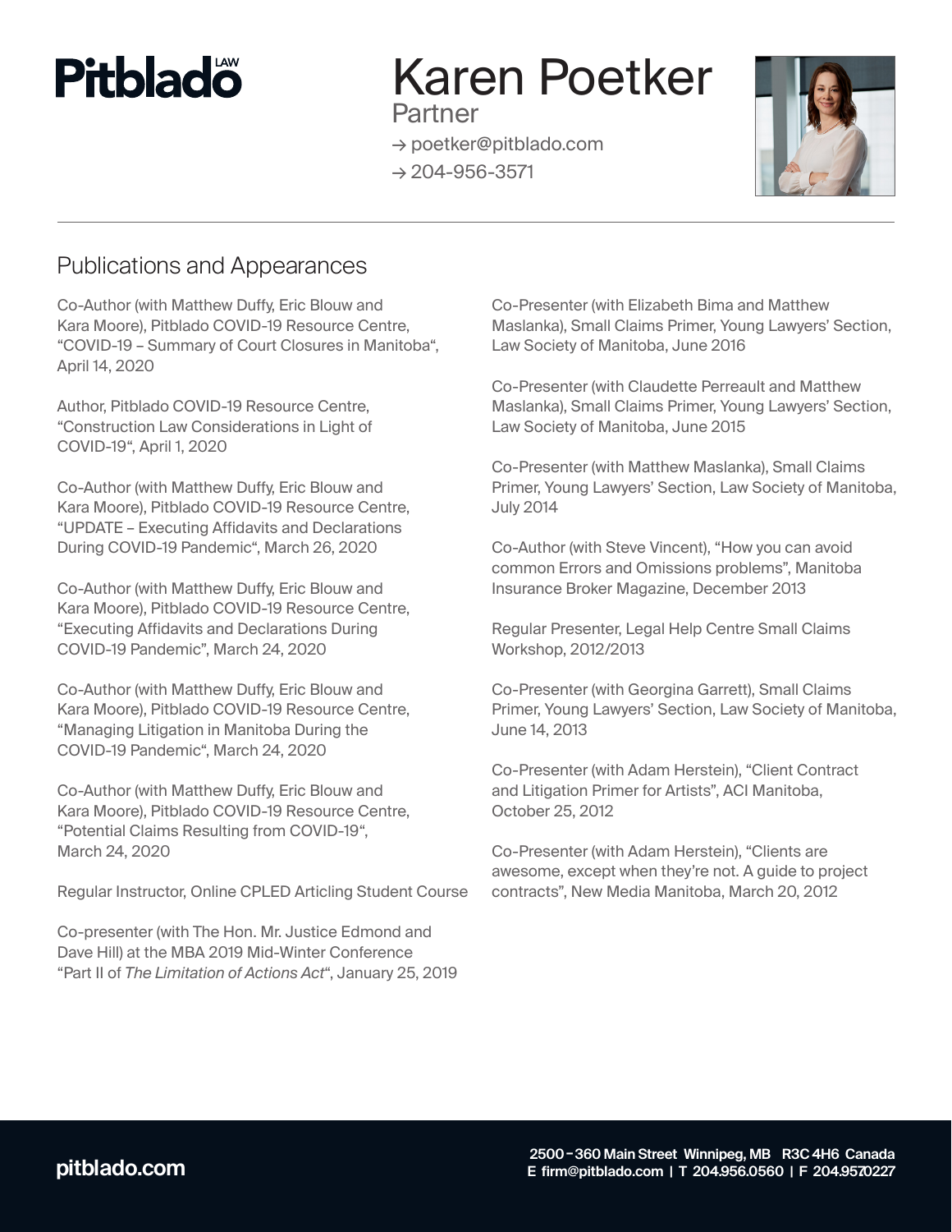# Karen Poetker

Partner

→ poetker@pitblado.com

→ 204-956-3571

## Publications and Appearances

Co-Author (with Matthew Duffy, Eric Blouw and Kara Moore), Pitblado COVID-19 Resource Centre, "COVID-19 – Summary of Court Closures in Manitoba", April 14, 2020

Author, Pitblado COVID-19 Resource Centre, "Construction Law Considerations in Light of COVID-19", April 1, 2020

Co-Author (with Matthew Duffy, Eric Blouw and Kara Moore), Pitblado COVID-19 Resource Centre, "UPDATE – Executing Affidavits and Declarations During COVID-19 Pandemic", March 26, 2020

Co-Author (with Matthew Duffy, Eric Blouw and Kara Moore), Pitblado COVID-19 Resource Centre, "Executing Affidavits and Declarations During COVID-19 Pandemic", March 24, 2020

Co-Author (with Matthew Duffy, Eric Blouw and Kara Moore), Pitblado COVID-19 Resource Centre, "Managing Litigation in Manitoba During the COVID-19 Pandemic", March 24, 2020

Co-Author (with Matthew Duffy, Eric Blouw and Kara Moore), Pitblado COVID-19 Resource Centre, "Potential Claims Resulting from COVID-19", March 24, 2020

Regular Instructor, Online CPLED Articling Student Course

Co-presenter (with The Hon. Mr. Justice Edmond and Dave Hill) at the MBA 2019 Mid-Winter Conference "Part II of *The Limitation of Actions Act*", January 25, 2019

Co-Presenter (with Elizabeth Bima and Matthew Maslanka), Small Claims Primer, Young Lawyers' Section, Law Society of Manitoba, June 2016

Co-Presenter (with Claudette Perreault and Matthew Maslanka), Small Claims Primer, Young Lawyers' Section, Law Society of Manitoba, June 2015

Co-Presenter (with Matthew Maslanka), Small Claims Primer, Young Lawyers' Section, Law Society of Manitoba, July 2014

Co-Author (with Steve Vincent), "How you can avoid common Errors and Omissions problems", Manitoba Insurance Broker Magazine, December 2013

Regular Presenter, Legal Help Centre Small Claims Workshop, 2012/2013

Co-Presenter (with Georgina Garrett), Small Claims Primer, Young Lawyers' Section, Law Society of Manitoba, June 14, 2013

Co-Presenter (with Adam Herstein), "Client Contract and Litigation Primer for Artists", ACI Manitoba, October 25, 2012

Co-Presenter (with Adam Herstein), "Clients are awesome, except when they're not. A guide to project contracts", New Media Manitoba, March 20, 2012